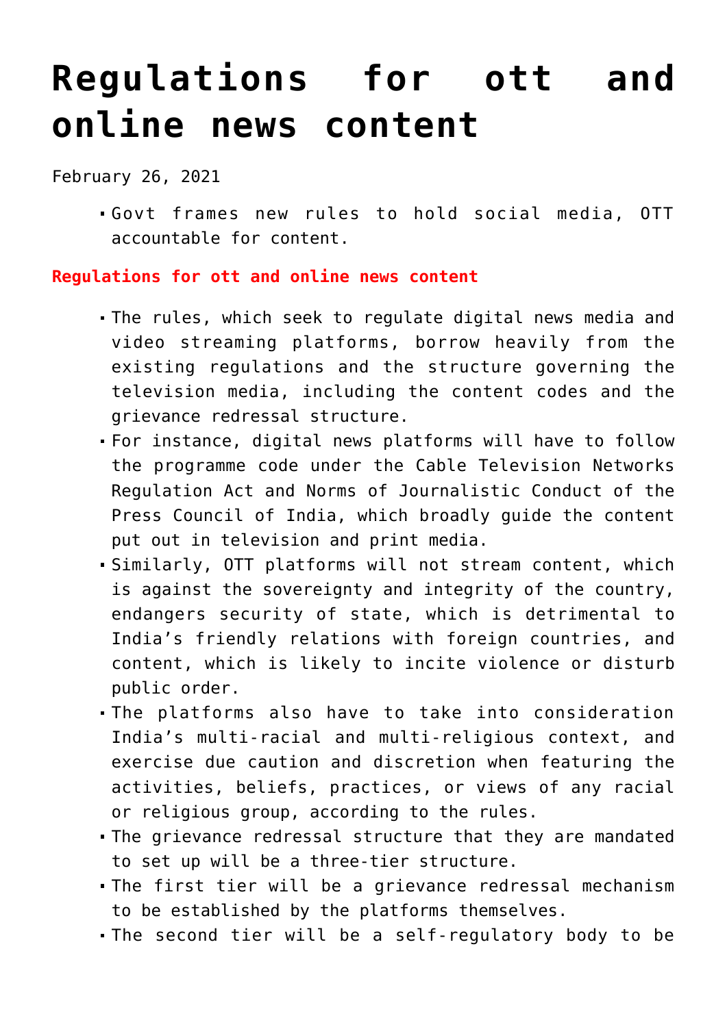# Regulations for ott and online news content

February 26, 2021

- Govt frames new rules to hold social media, OTT accountable for content.

**Regulations for ott and online news content**

- The rules, which seek to regulate digital news media and video streaming platforms, borrow heavily from the existing regulations and the structure governing the television media, including the content codes and the grievance redressal structure.
- For instance, digital news platforms will have to follow the programme code under the Cable Television Networks Regulation Act and Norms of Journalistic Conduct of the Press Council of India, which broadly guide the content put out in television and print media.
- Similarly, OTT platforms will not stream content, which is against the sovereignty and integrity of the country, endangers security of state, which is detrimental to India's friendly relations with foreign countries, and content, which is likely to incite violence or disturb public order.
- The platforms also have to take into consideration India's multi-racial and multi-religious context, and exercise due caution and discretion when featuring the activities, beliefs, practices, or views of any racial or religious group, according to the rules.
- The grievance redressal structure that they are mandated to set up will be a three-tier structure.
- The first tier will be a grievance redressal mechanism to be established by the platforms themselves.
- The second tier will be a self-regulatory body to be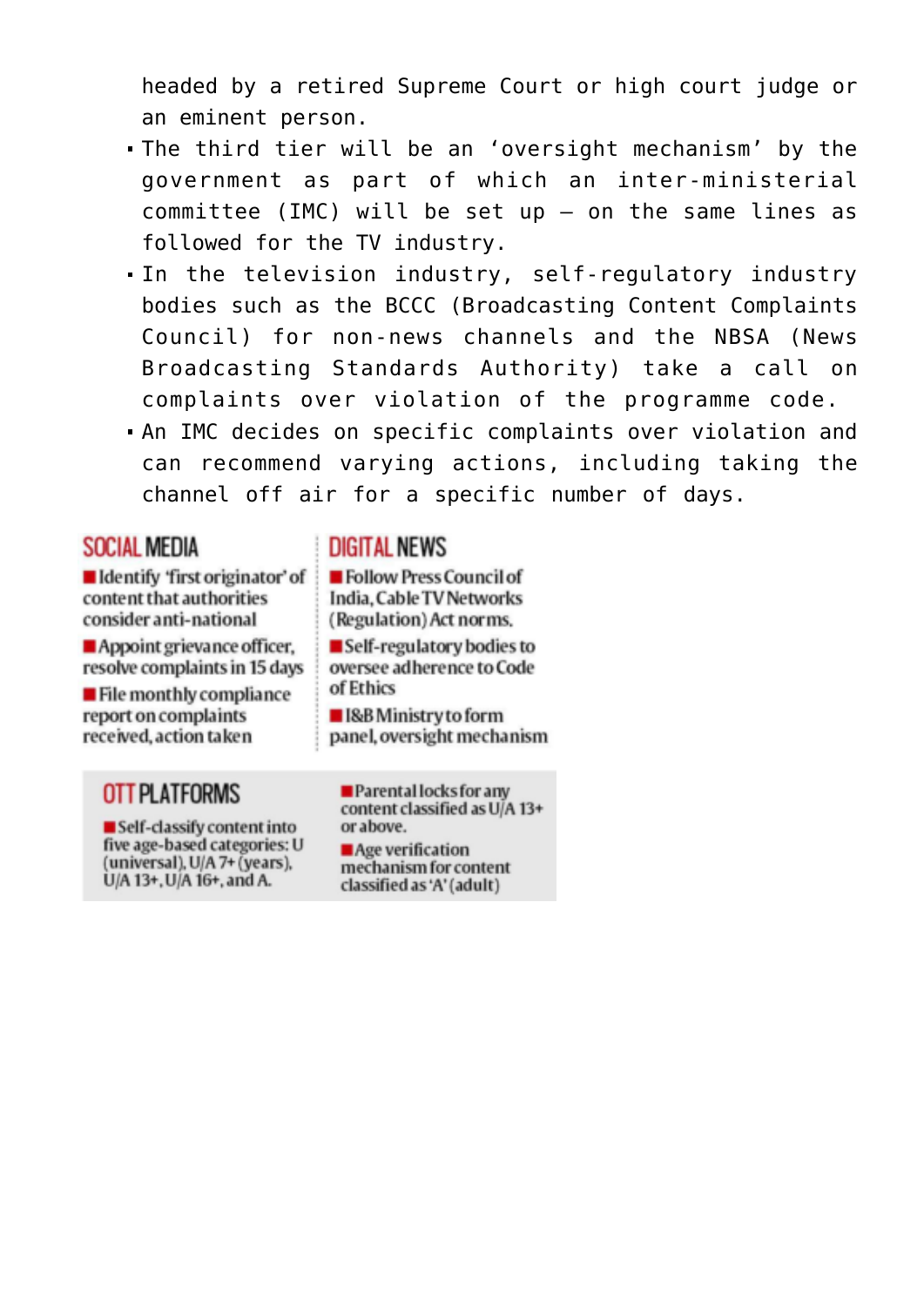headed by a retired Supreme Court or high court judge or an eminent person.

- The third tier will be an 'oversight mechanism' by the government as part of which an inter-ministerial committee (IMC) will be set up — on the same lines as followed for the TV industry.
- In the television industry, self-regulatory industry bodies such as the BCCC (Broadcasting Content Complaints Council) for non-news channels and the NBSA (News Broadcasting Standards Authority) take a call on complaints over violation of the programme code.
- An IMC decides on specific complaints over violation and can recommend varying actions, including taking the channel off air for a specific number of days.

### SOCIAL MEDIA

- Identify 'first originator' of content that authorities consider anti-national
- Appoint grievance officer, resolve complaints in 15 days
- File monthly compliance report on complaints received, action taken

### DIGITAL NEWS

- Follow Press Council of India, Cable TV Networks (Regulation) Act norms.
- Self-regulatory bodies to oversee adherence to Code of Ethics
- I&B Ministry to form panel, oversight mechanism

### OTT PLATFORMS

- Self-classify content into five age-based categories: U (universal), U/A 7+ (years), U/A 13+, U/A 16+, and A.
- Parental locks for any content classified as U/A 13+ or above.
- Age verification mechanism for content classified as 'A' (adult)